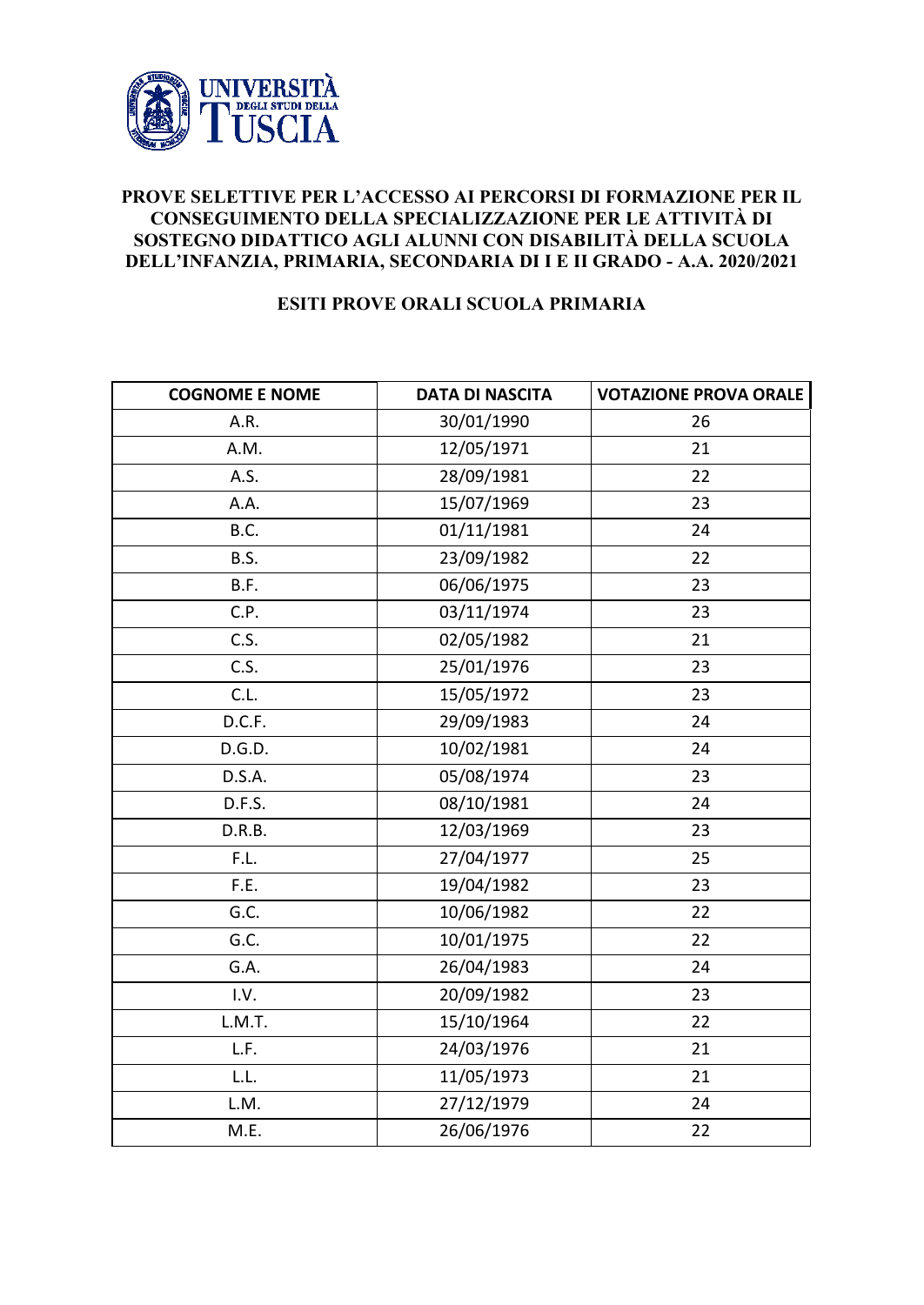**UNIVERSITÀ DEGLI STUDI DELLA TUSCIA**

# PROVE SELETTIVE PER L'ACCESSO AI PERCORSI DI FORMAZIONE PER IL CONSEGUIMENTO DELLA SPECIALIZZAZIONE PER LE ATTIVITÀ DI SOSTEGNO DIDATTICO AGLI ALUNNI CON DISABILITÀ DELLA SCUOLA DELL'INFANZIA, PRIMARIA, SECONDARIA DI I E II GRADO - A.A. 2020/2021

## ESITI PROVE ORALI SCUOLA PRIMARIA

| COGNOME E NOME | DATA DI NASCITA | VOTAZIONE PROVA ORALE |
|---|---|---|
| A.R. | 30/01/1990 | 26 |
| A.M. | 12/05/1971 | 21 |
| A.S. | 28/09/1981 | 22 |
| A.A. | 15/07/1969 | 23 |
| B.C. | 01/11/1981 | 24 |
| B.S. | 23/09/1982 | 22 |
| B.F. | 06/06/1975 | 23 |
| C.P. | 03/11/1974 | 23 |
| C.S. | 02/05/1982 | 21 |
| C.S. | 25/01/1976 | 23 |
| C.L. | 15/05/1972 | 23 |
| D.C.F. | 29/09/1983 | 24 |
| D.G.D. | 10/02/1981 | 24 |
| D.S.A. | 05/08/1974 | 23 |
| D.F.S. | 08/10/1981 | 24 |
| D.R.B. | 12/03/1969 | 23 |
| F.L. | 27/04/1977 | 25 |
| F.E. | 19/04/1982 | 23 |
| G.C. | 10/06/1982 | 22 |
| G.C. | 10/01/1975 | 22 |
| G.A. | 26/04/1983 | 24 |
| I.V. | 20/09/1982 | 23 |
| L.M.T. | 15/10/1964 | 22 |
| L.F. | 24/03/1976 | 21 |
| L.L. | 11/05/1973 | 21 |
| L.M. | 27/12/1979 | 24 |
| M.E. | 26/06/1976 | 22 |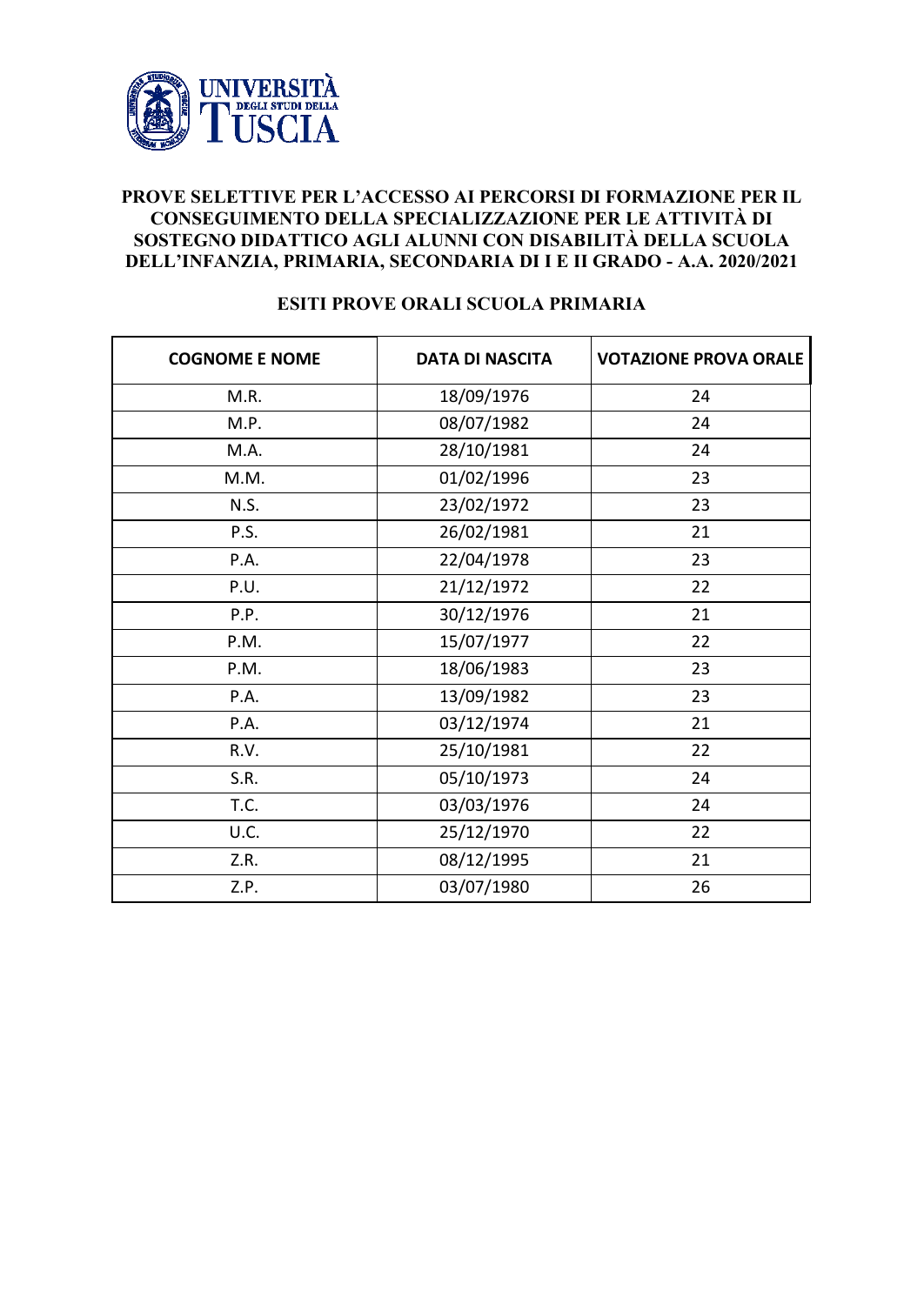UNIVERSITÀ DEGLI STUDI DELLA TUSCIA

# PROVE SELETTIVE PER L'ACCESSO AI PERCORSI DI FORMAZIONE PER IL CONSEGUIMENTO DELLA SPECIALIZZAZIONE PER LE ATTIVITÀ DI SOSTEGNO DIDATTICO AGLI ALUNNI CON DISABILITÀ DELLA SCUOLA DELL'INFANZIA, PRIMARIA, SECONDARIA DI I E II GRADO - A.A. 2020/2021

## ESITI PROVE ORALI SCUOLA PRIMARIA

| COGNOME E NOME | DATA DI NASCITA | VOTAZIONE PROVA ORALE |
|---|---|---|
| M.R. | 18/09/1976 | 24 |
| M.P. | 08/07/1982 | 24 |
| M.A. | 28/10/1981 | 24 |
| M.M. | 01/02/1996 | 23 |
| N.S. | 23/02/1972 | 23 |
| P.S. | 26/02/1981 | 21 |
| P.A. | 22/04/1978 | 23 |
| P.U. | 21/12/1972 | 22 |
| P.P. | 30/12/1976 | 21 |
| P.M. | 15/07/1977 | 22 |
| P.M. | 18/06/1983 | 23 |
| P.A. | 13/09/1982 | 23 |
| P.A. | 03/12/1974 | 21 |
| R.V. | 25/10/1981 | 22 |
| S.R. | 05/10/1973 | 24 |
| T.C. | 03/03/1976 | 24 |
| U.C. | 25/12/1970 | 22 |
| Z.R. | 08/12/1995 | 21 |
| Z.P. | 03/07/1980 | 26 |